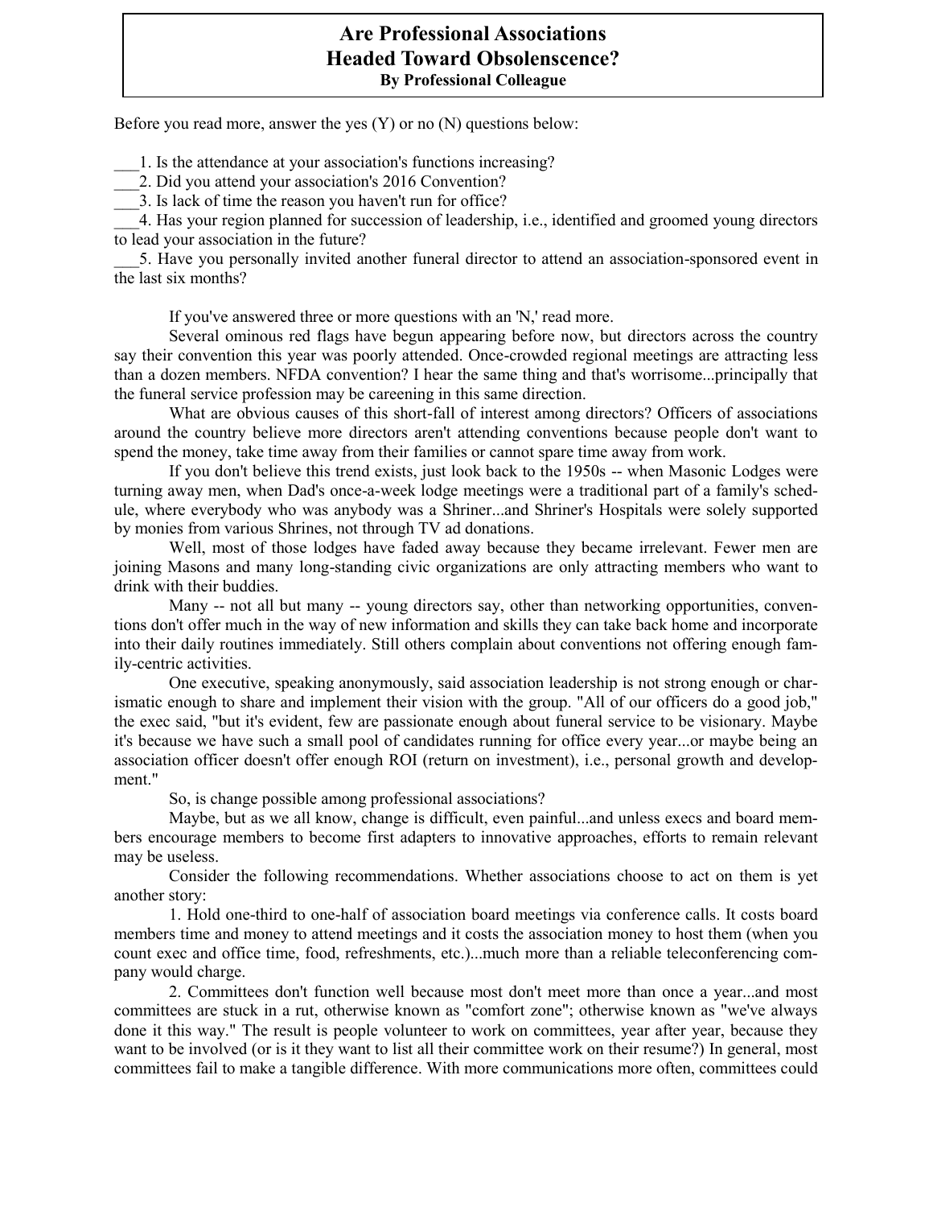# Are Professional Associations Headed Toward Obsolenscence?

**By Professional Colleague**

Before you read more, answer the yes (Y) or no (N) questions below:

___1. Is the attendance at your association's functions increasing?
___2. Did you attend your association's 2016 Convention?
___3. Is lack of time the reason you haven't run for office?
___4. Has your region planned for succession of leadership, i.e., identified and groomed young directors to lead your association in the future?
___5. Have you personally invited another funeral director to attend an association-sponsored event in the last six months?

If you've answered three or more questions with an 'N,' read more.

Several ominous red flags have begun appearing before now, but directors across the country say their convention this year was poorly attended. Once-crowded regional meetings are attracting less than a dozen members. NFDA convention? I hear the same thing and that's worrisome...principally that the funeral service profession may be careening in this same direction.

What are obvious causes of this short-fall of interest among directors? Officers of associations around the country believe more directors aren't attending conventions because people don't want to spend the money, take time away from their families or cannot spare time away from work.

If you don't believe this trend exists, just look back to the 1950s -- when Masonic Lodges were turning away men, when Dad's once-a-week lodge meetings were a traditional part of a family's schedule, where everybody who was anybody was a Shriner...and Shriner's Hospitals were solely supported by monies from various Shrines, not through TV ad donations.

Well, most of those lodges have faded away because they became irrelevant. Fewer men are joining Masons and many long-standing civic organizations are only attracting members who want to drink with their buddies.

Many -- not all but many -- young directors say, other than networking opportunities, conventions don't offer much in the way of new information and skills they can take back home and incorporate into their daily routines immediately. Still others complain about conventions not offering enough family-centric activities.

One executive, speaking anonymously, said association leadership is not strong enough or charismatic enough to share and implement their vision with the group. "All of our officers do a good job," the exec said, "but it's evident, few are passionate enough about funeral service to be visionary. Maybe it's because we have such a small pool of candidates running for office every year...or maybe being an association officer doesn't offer enough ROI (return on investment), i.e., personal growth and development."

So, is change possible among professional associations?

Maybe, but as we all know, change is difficult, even painful...and unless execs and board members encourage members to become first adapters to innovative approaches, efforts to remain relevant may be useless.

Consider the following recommendations. Whether associations choose to act on them is yet another story:

1. Hold one-third to one-half of association board meetings via conference calls. It costs board members time and money to attend meetings and it costs the association money to host them (when you count exec and office time, food, refreshments, etc.)...much more than a reliable teleconferencing company would charge.

2. Committees don't function well because most don't meet more than once a year...and most committees are stuck in a rut, otherwise known as "comfort zone"; otherwise known as "we've always done it this way." The result is people volunteer to work on committees, year after year, because they want to be involved (or is it they want to list all their committee work on their resume?) In general, most committees fail to make a tangible difference. With more communications more often, committees could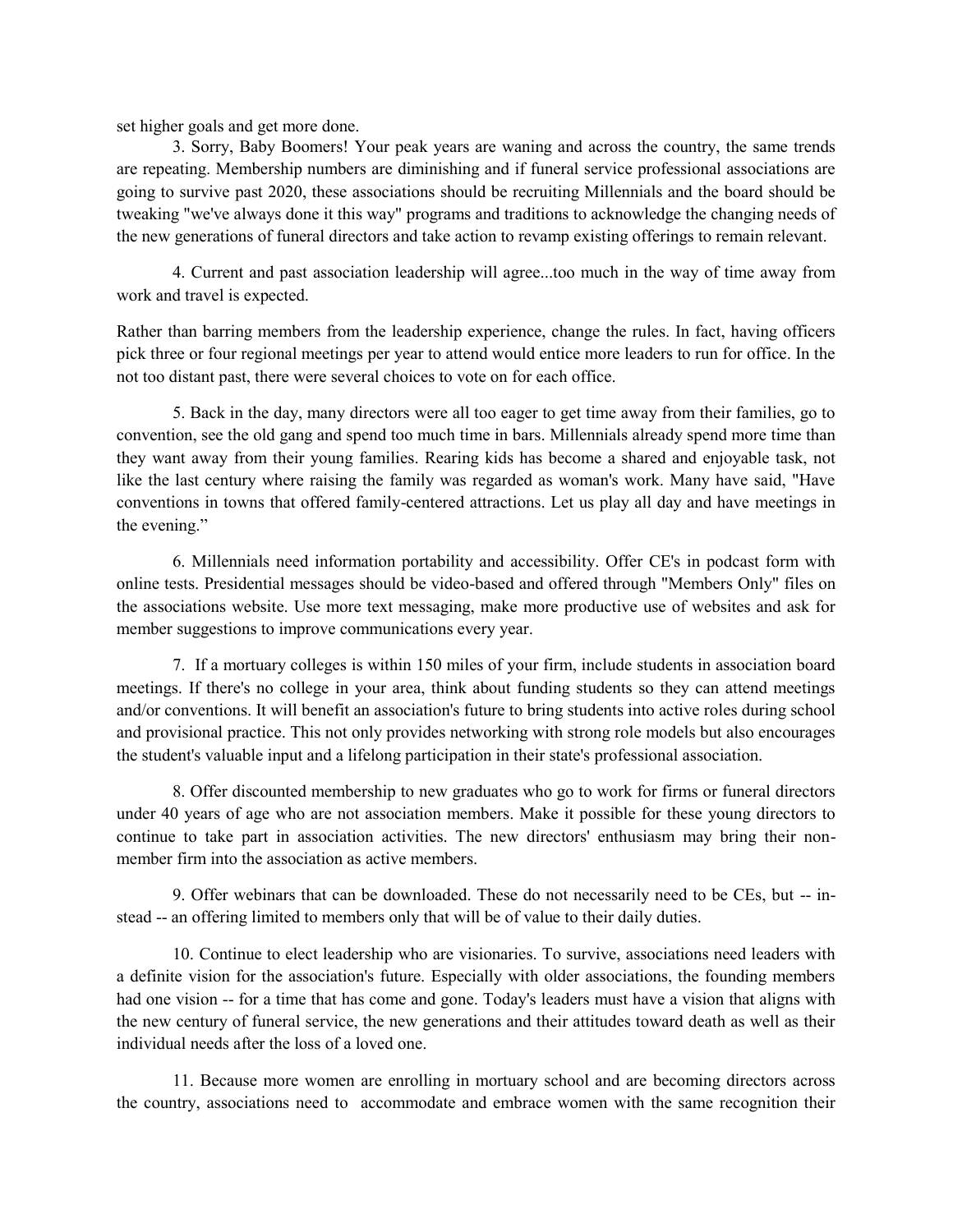set higher goals and get more done.

3. Sorry, Baby Boomers! Your peak years are waning and across the country, the same trends are repeating. Membership numbers are diminishing and if funeral service professional associations are going to survive past 2020, these associations should be recruiting Millennials and the board should be tweaking "we've always done it this way" programs and traditions to acknowledge the changing needs of the new generations of funeral directors and take action to revamp existing offerings to remain relevant.

4. Current and past association leadership will agree...too much in the way of time away from work and travel is expected.

Rather than barring members from the leadership experience, change the rules. In fact, having officers pick three or four regional meetings per year to attend would entice more leaders to run for office. In the not too distant past, there were several choices to vote on for each office.

5. Back in the day, many directors were all too eager to get time away from their families, go to convention, see the old gang and spend too much time in bars. Millennials already spend more time than they want away from their young families. Rearing kids has become a shared and enjoyable task, not like the last century where raising the family was regarded as woman's work. Many have said, "Have conventions in towns that offered family-centered attractions. Let us play all day and have meetings in the evening."

6. Millennials need information portability and accessibility. Offer CE's in podcast form with online tests. Presidential messages should be video-based and offered through "Members Only" files on the associations website. Use more text messaging, make more productive use of websites and ask for member suggestions to improve communications every year.

7. If a mortuary colleges is within 150 miles of your firm, include students in association board meetings. If there's no college in your area, think about funding students so they can attend meetings and/or conventions. It will benefit an association's future to bring students into active roles during school and provisional practice. This not only provides networking with strong role models but also encourages the student's valuable input and a lifelong participation in their state's professional association.

8. Offer discounted membership to new graduates who go to work for firms or funeral directors under 40 years of age who are not association members. Make it possible for these young directors to continue to take part in association activities. The new directors' enthusiasm may bring their non-member firm into the association as active members.

9. Offer webinars that can be downloaded. These do not necessarily need to be CEs, but -- instead -- an offering limited to members only that will be of value to their daily duties.

10. Continue to elect leadership who are visionaries. To survive, associations need leaders with a definite vision for the association's future. Especially with older associations, the founding members had one vision -- for a time that has come and gone. Today's leaders must have a vision that aligns with the new century of funeral service, the new generations and their attitudes toward death as well as their individual needs after the loss of a loved one.

11. Because more women are enrolling in mortuary school and are becoming directors across the country, associations need to accommodate and embrace women with the same recognition their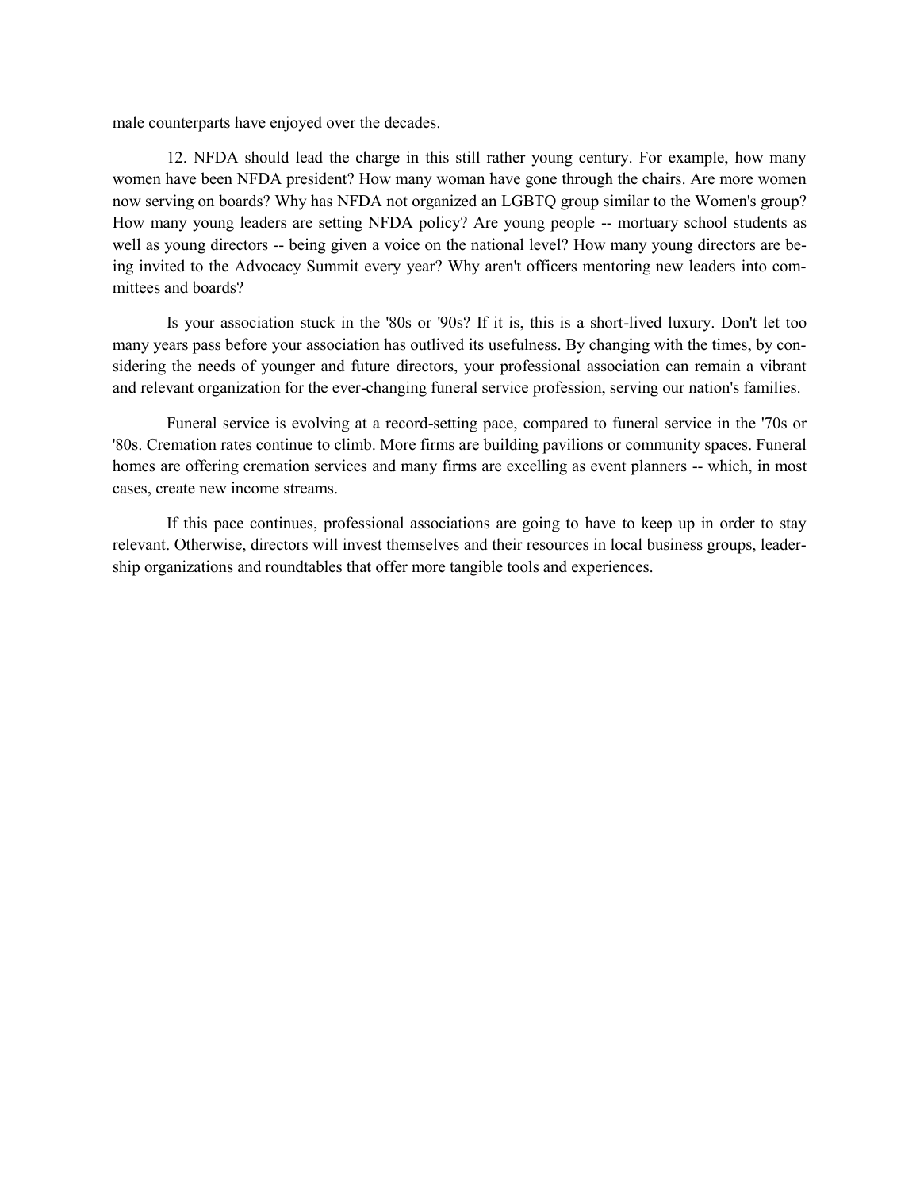male counterparts have enjoyed over the decades.

12. NFDA should lead the charge in this still rather young century. For example, how many women have been NFDA president? How many woman have gone through the chairs. Are more women now serving on boards? Why has NFDA not organized an LGBTQ group similar to the Women's group? How many young leaders are setting NFDA policy? Are young people -- mortuary school students as well as young directors -- being given a voice on the national level? How many young directors are being invited to the Advocacy Summit every year? Why aren't officers mentoring new leaders into committees and boards?

Is your association stuck in the '80s or '90s? If it is, this is a short-lived luxury. Don't let too many years pass before your association has outlived its usefulness. By changing with the times, by considering the needs of younger and future directors, your professional association can remain a vibrant and relevant organization for the ever-changing funeral service profession, serving our nation's families.

Funeral service is evolving at a record-setting pace, compared to funeral service in the '70s or '80s. Cremation rates continue to climb. More firms are building pavilions or community spaces. Funeral homes are offering cremation services and many firms are excelling as event planners -- which, in most cases, create new income streams.

If this pace continues, professional associations are going to have to keep up in order to stay relevant. Otherwise, directors will invest themselves and their resources in local business groups, leadership organizations and roundtables that offer more tangible tools and experiences.